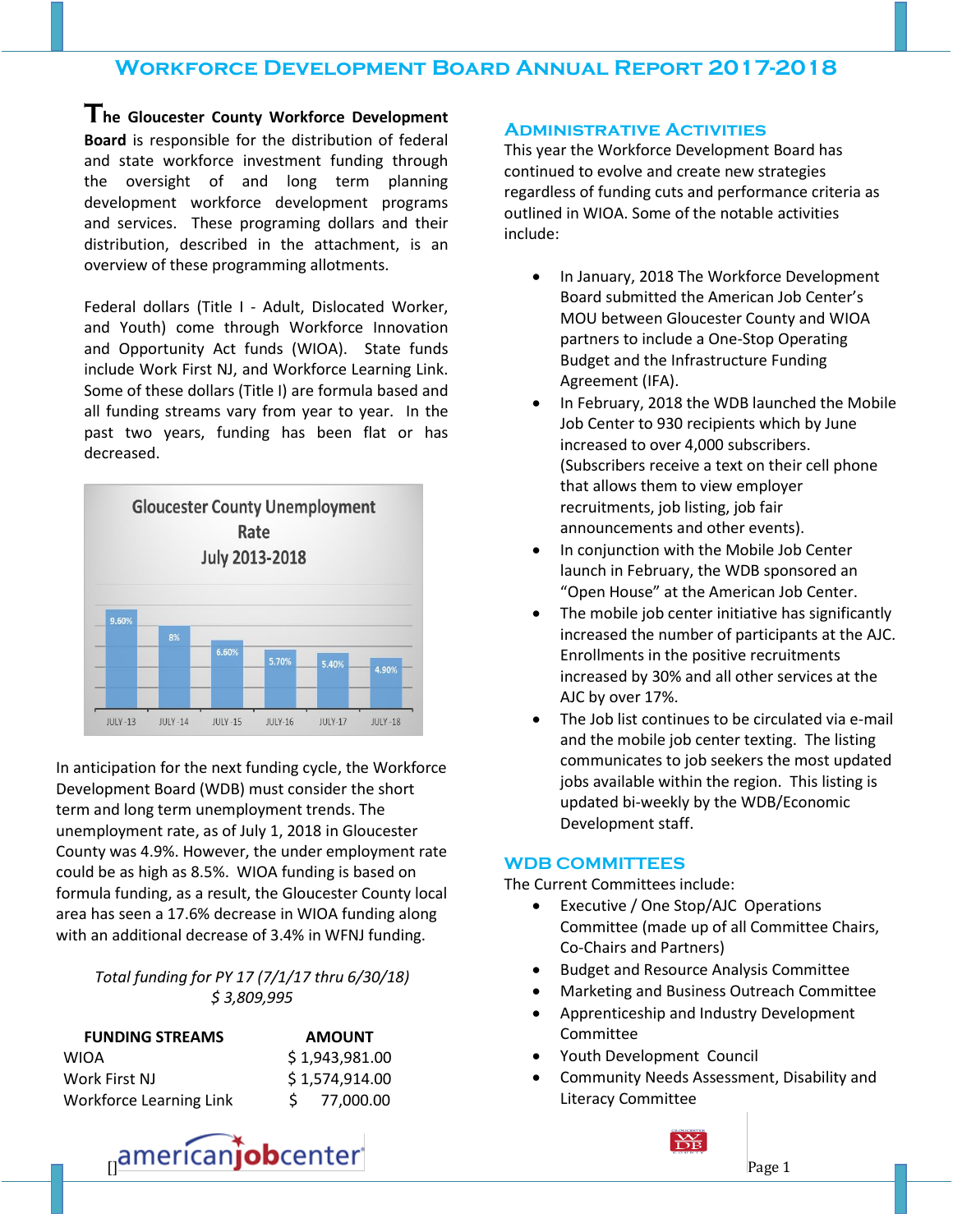# Workforce Development Board Annual Report 2017-2018

**The Gloucester County Workforce Development Board** is responsible for the distribution of federal and state workforce investment funding through the oversight of and long term planning development workforce development programs and services. These programing dollars and their distribution, described in the attachment, is an overview of these programming allotments.

Federal dollars (Title I - Adult, Dislocated Worker, and Youth) come through Workforce Innovation and Opportunity Act funds (WIOA). State funds include Work First NJ, and Workforce Learning Link. Some of these dollars (Title I) are formula based and all funding streams vary from year to year. In the past two years, funding has been flat or has decreased.

**Gloucester County Unemployment Rate July 2013-2018**

| JULY -13 | JULY -14 | JULY -15 | JULY-16 | JULY-17 | JULY -18 |
|---|---|---|---|---|---|
| 9.60% | 8% | 6.60% | 5.70% | 5.40% | 4.90% |

In anticipation for the next funding cycle, the Workforce Development Board (WDB) must consider the short term and long term unemployment trends. The unemployment rate, as of July 1, 2018 in Gloucester County was 4.9%. However, the under employment rate could be as high as 8.5%. WIOA funding is based on formula funding, as a result, the Gloucester County local area has seen a 17.6% decrease in WIOA funding along with an additional decrease of 3.4% in WFNJ funding.

*Total funding for PY 17 (7/1/17 thru 6/30/18)*
*$ 3,809,995*

| FUNDING STREAMS | AMOUNT |
|---|---|
| WIOA | $ 1,943,981.00 |
| Work First NJ | $ 1,574,914.00 |
| Workforce Learning Link | $ 77,000.00 |

## Administrative Activities

This year the Workforce Development Board has continued to evolve and create new strategies regardless of funding cuts and performance criteria as outlined in WIOA. Some of the notable activities include:

- In January, 2018 The Workforce Development Board submitted the American Job Center's MOU between Gloucester County and WIOA partners to include a One-Stop Operating Budget and the Infrastructure Funding Agreement (IFA).
- In February, 2018 the WDB launched the Mobile Job Center to 930 recipients which by June increased to over 4,000 subscribers. (Subscribers receive a text on their cell phone that allows them to view employer recruitments, job listing, job fair announcements and other events).
- In conjunction with the Mobile Job Center launch in February, the WDB sponsored an "Open House" at the American Job Center.
- The mobile job center initiative has significantly increased the number of participants at the AJC. Enrollments in the positive recruitments increased by 30% and all other services at the AJC by over 17%.
- The Job list continues to be circulated via e-mail and the mobile job center texting. The listing communicates to job seekers the most updated jobs available within the region. This listing is updated bi-weekly by the WDB/Economic Development staff.

## WDB Committees

The Current Committees include:

- Executive / One Stop/AJC Operations Committee (made up of all Committee Chairs, Co-Chairs and Partners)
- Budget and Resource Analysis Committee
- Marketing and Business Outreach Committee
- Apprenticeship and Industry Development Committee
- Youth Development Council
- Community Needs Assessment, Disability and Literacy Committee

americanjobcenter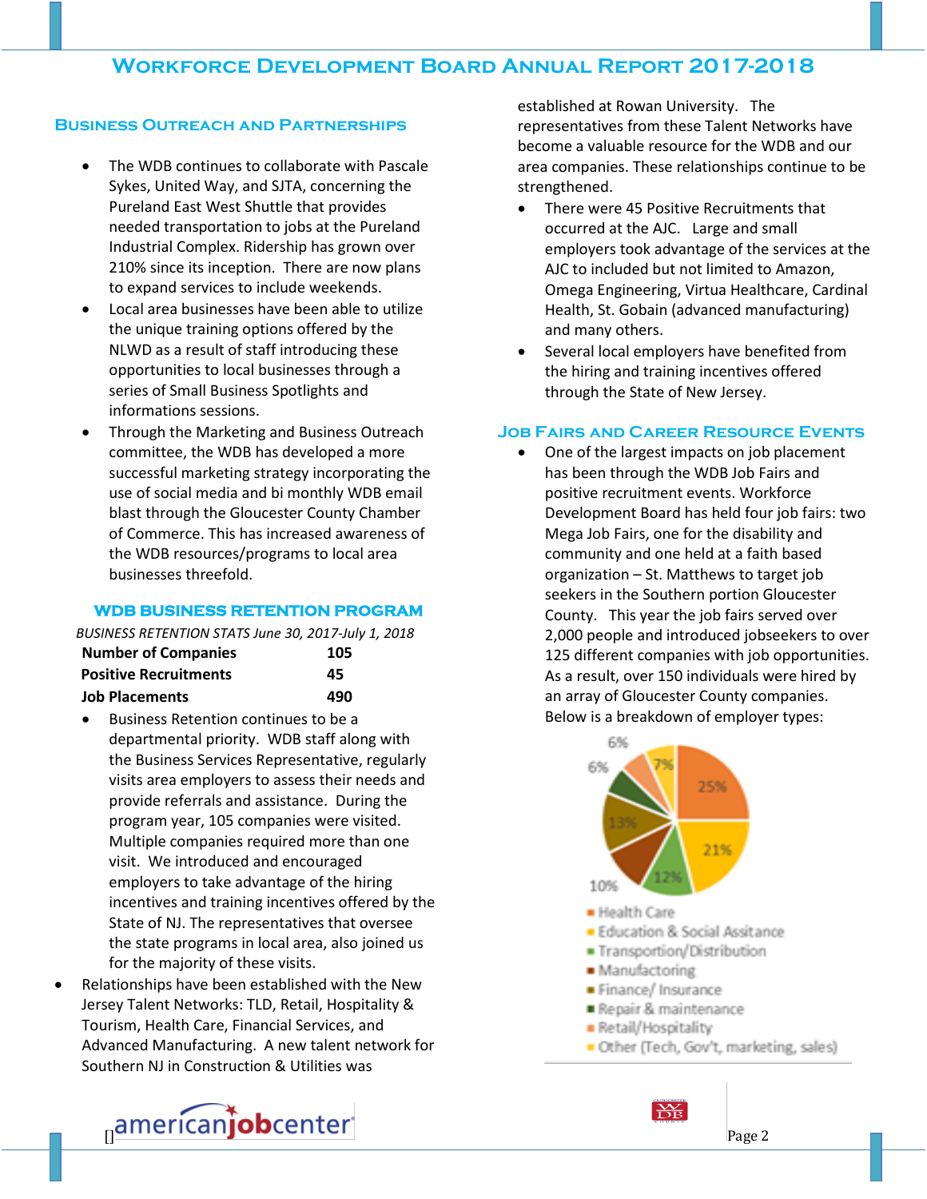# Workforce Development Board Annual Report 2017-2018

## Business Outreach and Partnerships

- The WDB continues to collaborate with Pascale Sykes, United Way, and SJTA, concerning the Pureland East West Shuttle that provides needed transportation to jobs at the Pureland Industrial Complex. Ridership has grown over 210% since its inception. There are now plans to expand services to include weekends.
- Local area businesses have been able to utilize the unique training options offered by the NLWD as a result of staff introducing these opportunities to local businesses through a series of Small Business Spotlights and informations sessions.
- Through the Marketing and Business Outreach committee, the WDB has developed a more successful marketing strategy incorporating the use of social media and bi monthly WDB email blast through the Gloucester County Chamber of Commerce. This has increased awareness of the WDB resources/programs to local area businesses threefold.

### WDB Business Retention Program

*BUSINESS RETENTION STATS June 30, 2017-July 1, 2018*

| | |
|---|---|
| **Number of Companies** | **105** |
| **Positive Recruitments** | **45** |
| **Job Placements** | **490** |

- Business Retention continues to be a departmental priority. WDB staff along with the Business Services Representative, regularly visits area employers to assess their needs and provide referrals and assistance. During the program year, 105 companies were visited. Multiple companies required more than one visit. We introduced and encouraged employers to take advantage of the hiring incentives and training incentives offered by the State of NJ. The representatives that oversee the state programs in local area, also joined us for the majority of these visits.

- Relationships have been established with the New Jersey Talent Networks: TLD, Retail, Hospitality & Tourism, Health Care, Financial Services, and Advanced Manufacturing. A new talent network for Southern NJ in Construction & Utilities was established at Rowan University. The representatives from these Talent Networks have become a valuable resource for the WDB and our area companies. These relationships continue to be strengthened.
- There were 45 Positive Recruitments that occurred at the AJC. Large and small employers took advantage of the services at the AJC to included but not limited to Amazon, Omega Engineering, Virtua Healthcare, Cardinal Health, St. Gobain (advanced manufacturing) and many others.
- Several local employers have benefited from the hiring and training incentives offered through the State of New Jersey.

## Job Fairs and Career Resource Events

- One of the largest impacts on job placement has been through the WDB Job Fairs and positive recruitment events. Workforce Development Board has held four job fairs: two Mega Job Fairs, one for the disability and community and one held at a faith based organization – St. Matthews to target job seekers in the Southern portion Gloucester County. This year the job fairs served over 2,000 people and introduced jobseekers to over 125 different companies with job opportunities. As a result, over 150 individuals were hired by an array of Gloucester County companies. Below is a breakdown of employer types:

| Employer Type | Percentage |
|---|---|
| Health Care | 25% |
| Education & Social Assitance | 21% |
| Transportion/Distribution | 12% |
| Manufactoring | 10% |
| Finance/ Insurance | 13% |
| Repair & maintenance | 6% |
| Retail/Hospitality | 6% |
| Other (Tech, Gov't, marketing, sales) | 7% |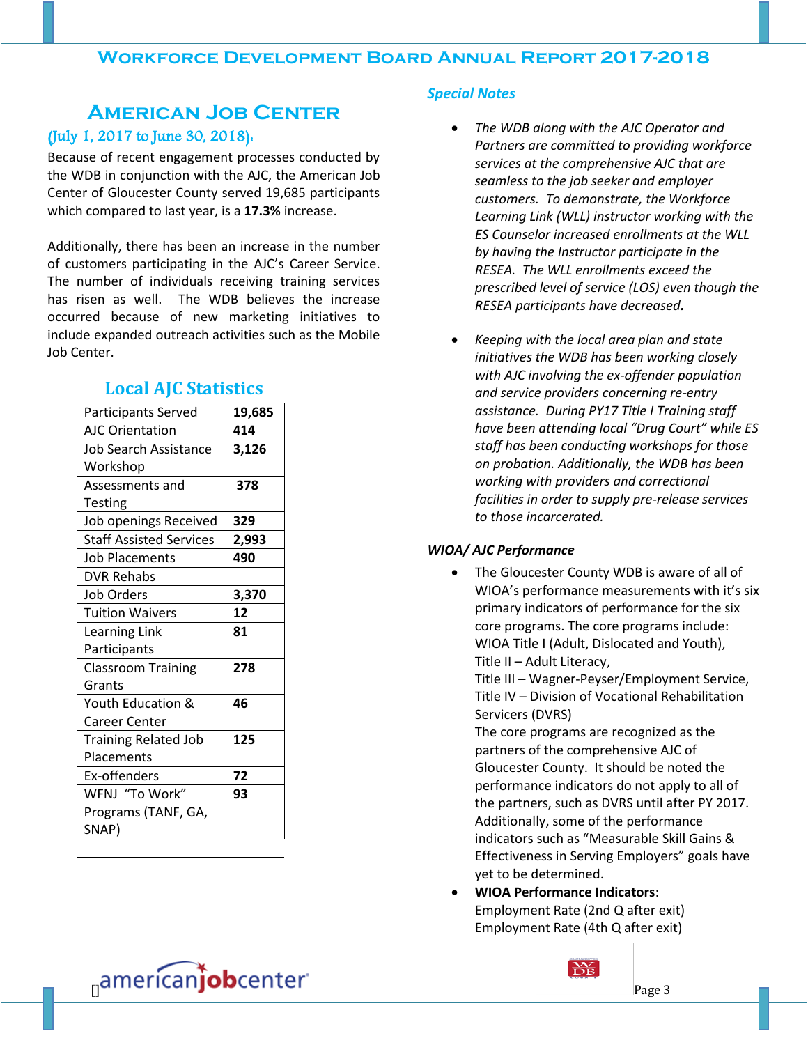# Workforce Development Board Annual Report 2017-2018

## American Job Center

### (July 1, 2017 to June 30, 2018):

Because of recent engagement processes conducted by the WDB in conjunction with the AJC, the American Job Center of Gloucester County served 19,685 participants which compared to last year, is a **17.3%** increase.

Additionally, there has been an increase in the number of customers participating in the AJC's Career Service. The number of individuals receiving training services has risen as well. The WDB believes the increase occurred because of new marketing initiatives to include expanded outreach activities such as the Mobile Job Center.

### Local AJC Statistics

| | |
|---|---|
| Participants Served | **19,685** |
| AJC Orientation | **414** |
| Job Search Assistance Workshop | **3,126** |
| Assessments and Testing | **378** |
| Job openings Received | **329** |
| Staff Assisted Services | **2,993** |
| Job Placements | **490** |
| DVR Rehabs | |
| Job Orders | **3,370** |
| Tuition Waivers | **12** |
| Learning Link Participants | **81** |
| Classroom Training Grants | **278** |
| Youth Education & Career Center | **46** |
| Training Related Job Placements | **125** |
| Ex-offenders | **72** |
| WFNJ "To Work" Programs (TANF, GA, SNAP) | **93** |

### *Special Notes*

- *The WDB along with the AJC Operator and Partners are committed to providing workforce services at the comprehensive AJC that are seamless to the job seeker and employer customers. To demonstrate, the Workforce Learning Link (WLL) instructor working with the ES Counselor increased enrollments at the WLL by having the Instructor participate in the RESEA. The WLL enrollments exceed the prescribed level of service (LOS) even though the RESEA participants have decreased.*

- *Keeping with the local area plan and state initiatives the WDB has been working closely with AJC involving the ex-offender population and service providers concerning re-entry assistance. During PY17 Title I Training staff have been attending local "Drug Court" while ES staff has been conducting workshops for those on probation. Additionally, the WDB has been working with providers and correctional facilities in order to supply pre-release services to those incarcerated.*

#### *WIOA/ AJC Performance*

- The Gloucester County WDB is aware of all of WIOA's performance measurements with it's six primary indicators of performance for the six core programs. The core programs include:
  WIOA Title I (Adult, Dislocated and Youth),
  Title II – Adult Literacy,
  Title III – Wagner-Peyser/Employment Service,
  Title IV – Division of Vocational Rehabilitation Servicers (DVRS)
  The core programs are recognized as the partners of the comprehensive AJC of Gloucester County. It should be noted the performance indicators do not apply to all of the partners, such as DVRS until after PY 2017. Additionally, some of the performance indicators such as "Measurable Skill Gains & Effectiveness in Serving Employers" goals have yet to be determined.
- **WIOA Performance Indicators**:
  Employment Rate (2nd Q after exit)
  Employment Rate (4th Q after exit)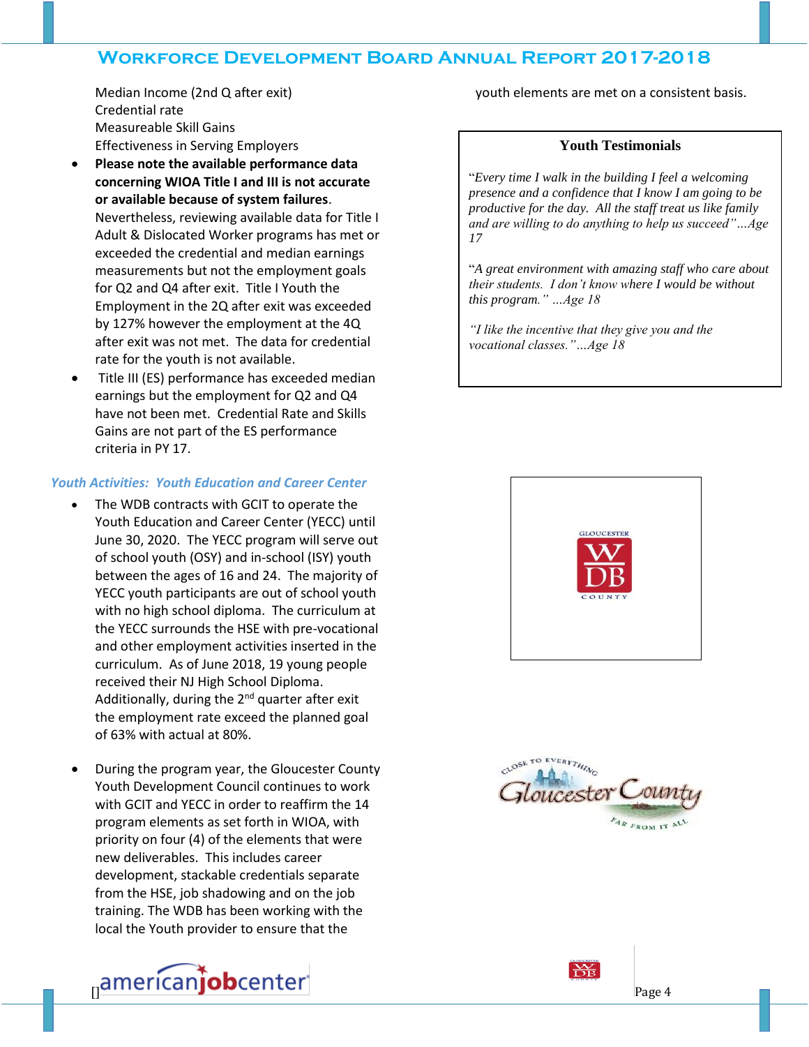Median Income (2nd Q after exit)
Credential rate
Measureable Skill Gains
Effectiveness in Serving Employers

- **Please note the available performance data concerning WIOA Title I and III is not accurate or available because of system failures**. Nevertheless, reviewing available data for Title I Adult & Dislocated Worker programs has met or exceeded the credential and median earnings measurements but not the employment goals for Q2 and Q4 after exit. Title I Youth the Employment in the 2Q after exit was exceeded by 127% however the employment at the 4Q after exit was not met. The data for credential rate for the youth is not available.
- Title III (ES) performance has exceeded median earnings but the employment for Q2 and Q4 have not been met. Credential Rate and Skills Gains are not part of the ES performance criteria in PY 17.

### *Youth Activities: Youth Education and Career Center*

- The WDB contracts with GCIT to operate the Youth Education and Career Center (YECC) until June 30, 2020. The YECC program will serve out of school youth (OSY) and in-school (ISY) youth between the ages of 16 and 24. The majority of YECC youth participants are out of school youth with no high school diploma. The curriculum at the YECC surrounds the HSE with pre-vocational and other employment activities inserted in the curriculum. As of June 2018, 19 young people received their NJ High School Diploma. Additionally, during the 2nd quarter after exit the employment rate exceed the planned goal of 63% with actual at 80%.
- During the program year, the Gloucester County Youth Development Council continues to work with GCIT and YECC in order to reaffirm the 14 program elements as set forth in WIOA, with priority on four (4) of the elements that were new deliverables. This includes career development, stackable credentials separate from the HSE, job shadowing and on the job training. The WDB has been working with the local the Youth provider to ensure that the youth elements are met on a consistent basis.

**Youth Testimonials**

*"Every time I walk in the building I feel a welcoming presence and a confidence that I know I am going to be productive for the day. All the staff treat us like family and are willing to do anything to help us succeed"…Age 17*

*"A great environment with amazing staff who care about their students. I don't know where I would be without this program." …Age 18*

*"I like the incentive that they give you and the vocational classes."…Age 18*